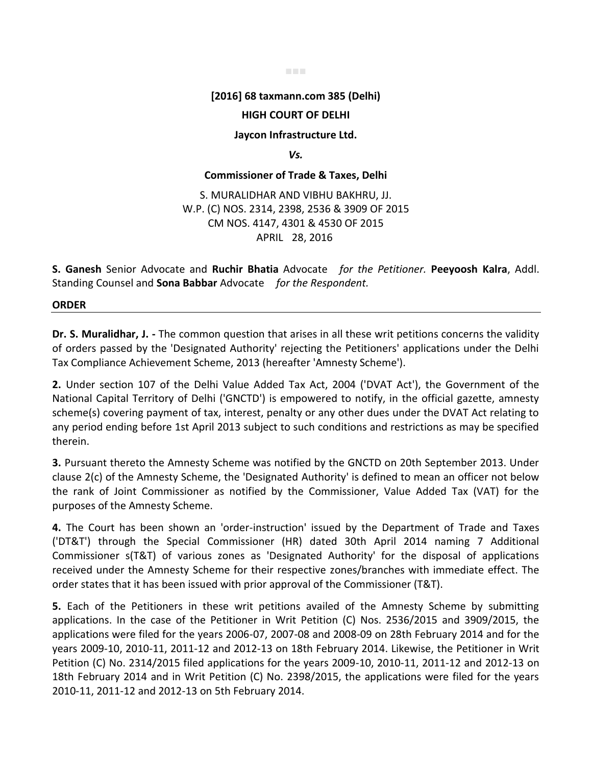**[2016] 68 taxmann.com 385 (Delhi)**

**HIGH COURT OF DELHI**

**Jaycon Infrastructure Ltd.**

***Vs.***

**Commissioner of Trade & Taxes, Delhi**

S. MURALIDHAR AND VIBHU BAKHRU, JJ.
W.P. (C) NOS. 2314, 2398, 2536 & 3909 OF 2015
CM NOS. 4147, 4301 & 4530 OF 2015
APRIL 28, 2016

**S. Ganesh** Senior Advocate and **Ruchir Bhatia** Advocate *for the Petitioner.* **Peeyoosh Kalra**, Addl. Standing Counsel and **Sona Babbar** Advocate *for the Respondent.*

**ORDER**

**Dr. S. Muralidhar, J. -** The common question that arises in all these writ petitions concerns the validity of orders passed by the 'Designated Authority' rejecting the Petitioners' applications under the Delhi Tax Compliance Achievement Scheme, 2013 (hereafter 'Amnesty Scheme').

**2.** Under section 107 of the Delhi Value Added Tax Act, 2004 ('DVAT Act'), the Government of the National Capital Territory of Delhi ('GNCTD') is empowered to notify, in the official gazette, amnesty scheme(s) covering payment of tax, interest, penalty or any other dues under the DVAT Act relating to any period ending before 1st April 2013 subject to such conditions and restrictions as may be specified therein.

**3.** Pursuant thereto the Amnesty Scheme was notified by the GNCTD on 20th September 2013. Under clause 2(c) of the Amnesty Scheme, the 'Designated Authority' is defined to mean an officer not below the rank of Joint Commissioner as notified by the Commissioner, Value Added Tax (VAT) for the purposes of the Amnesty Scheme.

**4.** The Court has been shown an 'order-instruction' issued by the Department of Trade and Taxes ('DT&T') through the Special Commissioner (HR) dated 30th April 2014 naming 7 Additional Commissioner s(T&T) of various zones as 'Designated Authority' for the disposal of applications received under the Amnesty Scheme for their respective zones/branches with immediate effect. The order states that it has been issued with prior approval of the Commissioner (T&T).

**5.** Each of the Petitioners in these writ petitions availed of the Amnesty Scheme by submitting applications. In the case of the Petitioner in Writ Petition (C) Nos. 2536/2015 and 3909/2015, the applications were filed for the years 2006-07, 2007-08 and 2008-09 on 28th February 2014 and for the years 2009-10, 2010-11, 2011-12 and 2012-13 on 18th February 2014. Likewise, the Petitioner in Writ Petition (C) No. 2314/2015 filed applications for the years 2009-10, 2010-11, 2011-12 and 2012-13 on 18th February 2014 and in Writ Petition (C) No. 2398/2015, the applications were filed for the years 2010-11, 2011-12 and 2012-13 on 5th February 2014.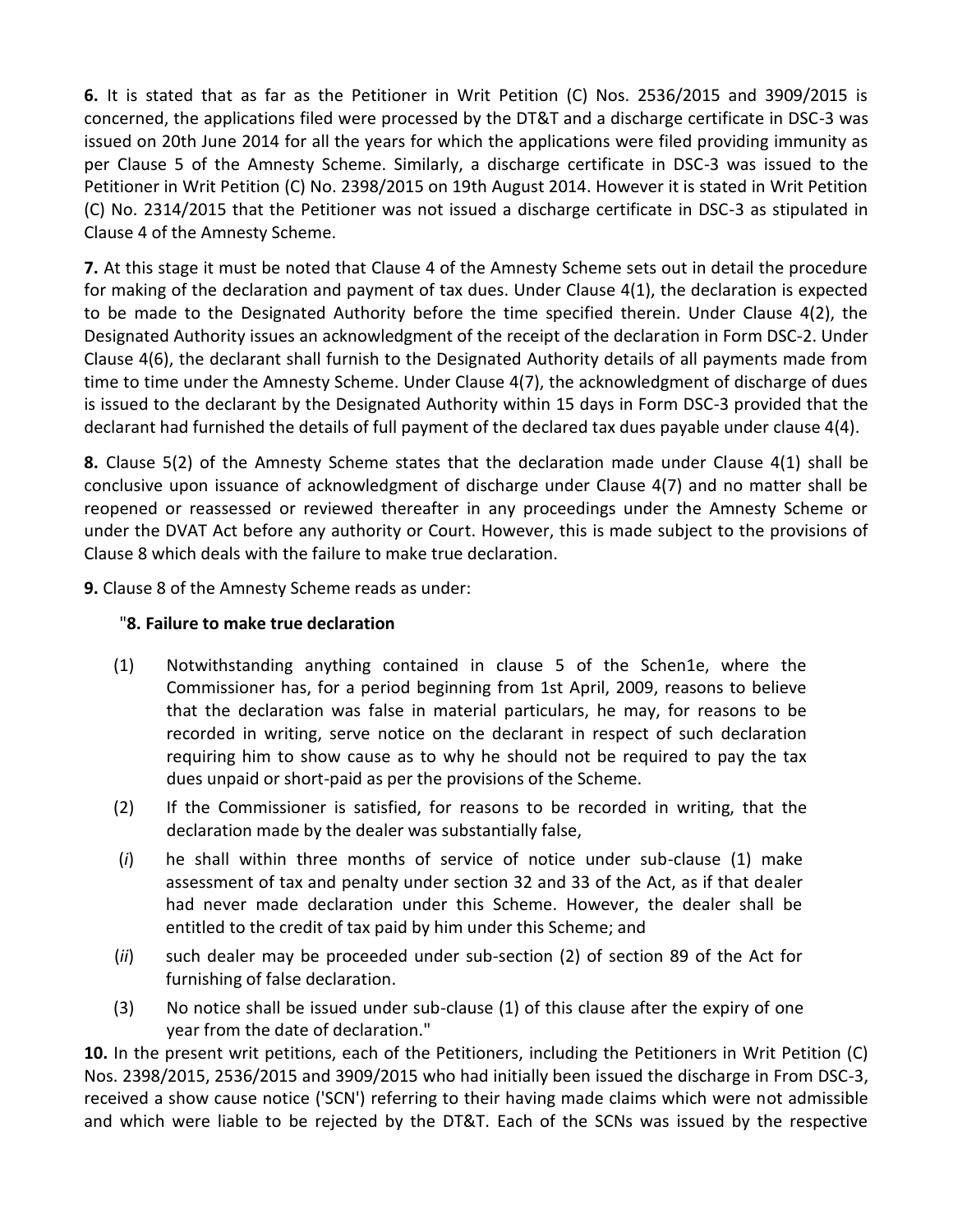**6.** It is stated that as far as the Petitioner in Writ Petition (C) Nos. 2536/2015 and 3909/2015 is concerned, the applications filed were processed by the DT&T and a discharge certificate in DSC-3 was issued on 20th June 2014 for all the years for which the applications were filed providing immunity as per Clause 5 of the Amnesty Scheme. Similarly, a discharge certificate in DSC-3 was issued to the Petitioner in Writ Petition (C) No. 2398/2015 on 19th August 2014. However it is stated in Writ Petition (C) No. 2314/2015 that the Petitioner was not issued a discharge certificate in DSC-3 as stipulated in Clause 4 of the Amnesty Scheme.

**7.** At this stage it must be noted that Clause 4 of the Amnesty Scheme sets out in detail the procedure for making of the declaration and payment of tax dues. Under Clause 4(1), the declaration is expected to be made to the Designated Authority before the time specified therein. Under Clause 4(2), the Designated Authority issues an acknowledgment of the receipt of the declaration in Form DSC-2. Under Clause 4(6), the declarant shall furnish to the Designated Authority details of all payments made from time to time under the Amnesty Scheme. Under Clause 4(7), the acknowledgment of discharge of dues is issued to the declarant by the Designated Authority within 15 days in Form DSC-3 provided that the declarant had furnished the details of full payment of the declared tax dues payable under clause 4(4).

**8.** Clause 5(2) of the Amnesty Scheme states that the declaration made under Clause 4(1) shall be conclusive upon issuance of acknowledgment of discharge under Clause 4(7) and no matter shall be reopened or reassessed or reviewed thereafter in any proceedings under the Amnesty Scheme or under the DVAT Act before any authority or Court. However, this is made subject to the provisions of Clause 8 which deals with the failure to make true declaration.

**9.** Clause 8 of the Amnesty Scheme reads as under:

"**8. Failure to make true declaration**

(1) Notwithstanding anything contained in clause 5 of the Schen1e, where the Commissioner has, for a period beginning from 1st April, 2009, reasons to believe that the declaration was false in material particulars, he may, for reasons to be recorded in writing, serve notice on the declarant in respect of such declaration requiring him to show cause as to why he should not be required to pay the tax dues unpaid or short-paid as per the provisions of the Scheme.

(2) If the Commissioner is satisfied, for reasons to be recorded in writing, that the declaration made by the dealer was substantially false,

(*i*) he shall within three months of service of notice under sub-clause (1) make assessment of tax and penalty under section 32 and 33 of the Act, as if that dealer had never made declaration under this Scheme. However, the dealer shall be entitled to the credit of tax paid by him under this Scheme; and

(*ii*) such dealer may be proceeded under sub-section (2) of section 89 of the Act for furnishing of false declaration.

(3) No notice shall be issued under sub-clause (1) of this clause after the expiry of one year from the date of declaration."

**10.** In the present writ petitions, each of the Petitioners, including the Petitioners in Writ Petition (C) Nos. 2398/2015, 2536/2015 and 3909/2015 who had initially been issued the discharge in From DSC-3, received a show cause notice ('SCN') referring to their having made claims which were not admissible and which were liable to be rejected by the DT&T. Each of the SCNs was issued by the respective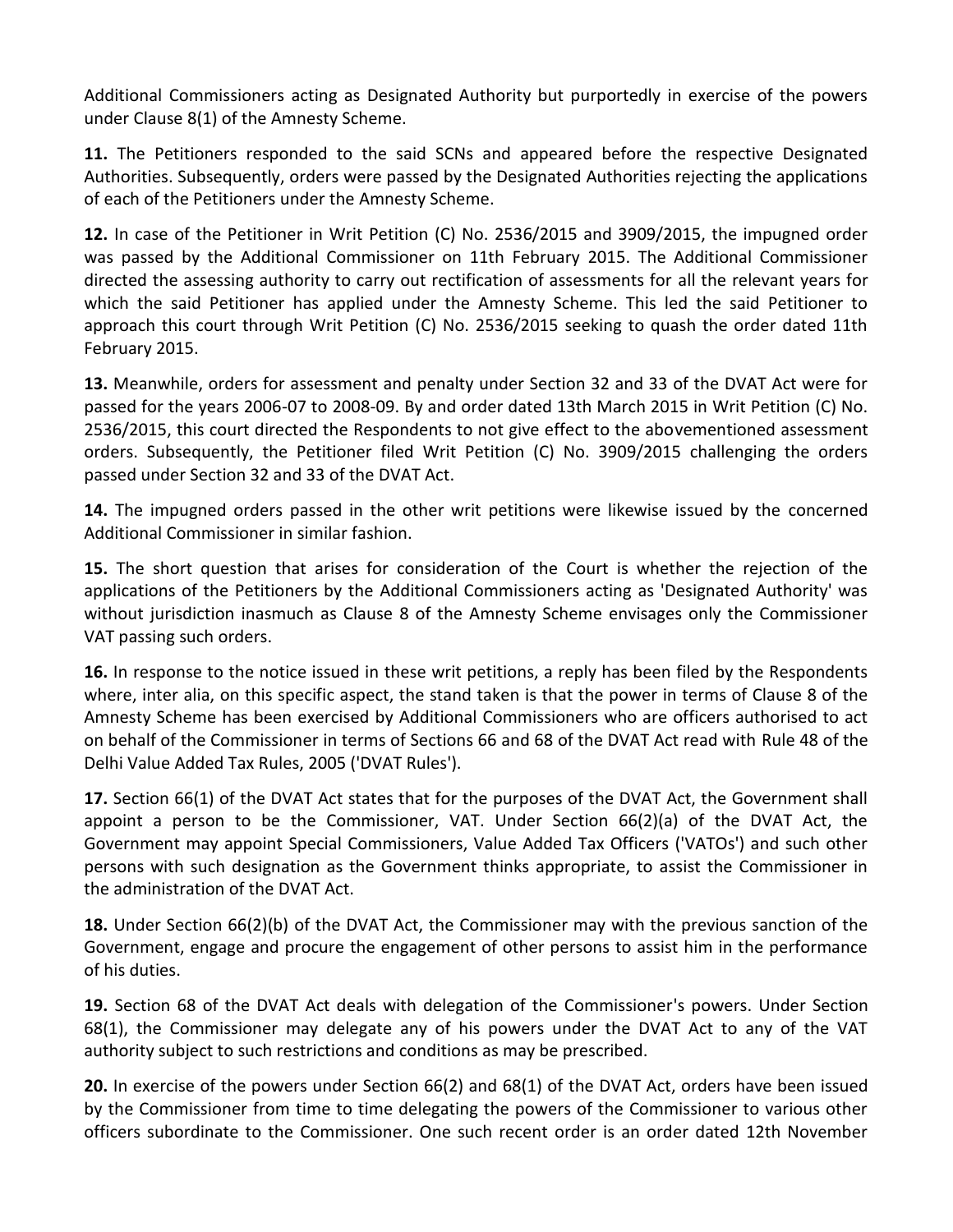Additional Commissioners acting as Designated Authority but purportedly in exercise of the powers under Clause 8(1) of the Amnesty Scheme.

**11.** The Petitioners responded to the said SCNs and appeared before the respective Designated Authorities. Subsequently, orders were passed by the Designated Authorities rejecting the applications of each of the Petitioners under the Amnesty Scheme.

**12.** In case of the Petitioner in Writ Petition (C) No. 2536/2015 and 3909/2015, the impugned order was passed by the Additional Commissioner on 11th February 2015. The Additional Commissioner directed the assessing authority to carry out rectification of assessments for all the relevant years for which the said Petitioner has applied under the Amnesty Scheme. This led the said Petitioner to approach this court through Writ Petition (C) No. 2536/2015 seeking to quash the order dated 11th February 2015.

**13.** Meanwhile, orders for assessment and penalty under Section 32 and 33 of the DVAT Act were for passed for the years 2006-07 to 2008-09. By and order dated 13th March 2015 in Writ Petition (C) No. 2536/2015, this court directed the Respondents to not give effect to the abovementioned assessment orders. Subsequently, the Petitioner filed Writ Petition (C) No. 3909/2015 challenging the orders passed under Section 32 and 33 of the DVAT Act.

**14.** The impugned orders passed in the other writ petitions were likewise issued by the concerned Additional Commissioner in similar fashion.

**15.** The short question that arises for consideration of the Court is whether the rejection of the applications of the Petitioners by the Additional Commissioners acting as 'Designated Authority' was without jurisdiction inasmuch as Clause 8 of the Amnesty Scheme envisages only the Commissioner VAT passing such orders.

**16.** In response to the notice issued in these writ petitions, a reply has been filed by the Respondents where, inter alia, on this specific aspect, the stand taken is that the power in terms of Clause 8 of the Amnesty Scheme has been exercised by Additional Commissioners who are officers authorised to act on behalf of the Commissioner in terms of Sections 66 and 68 of the DVAT Act read with Rule 48 of the Delhi Value Added Tax Rules, 2005 ('DVAT Rules').

**17.** Section 66(1) of the DVAT Act states that for the purposes of the DVAT Act, the Government shall appoint a person to be the Commissioner, VAT. Under Section 66(2)(a) of the DVAT Act, the Government may appoint Special Commissioners, Value Added Tax Officers ('VATOs') and such other persons with such designation as the Government thinks appropriate, to assist the Commissioner in the administration of the DVAT Act.

**18.** Under Section 66(2)(b) of the DVAT Act, the Commissioner may with the previous sanction of the Government, engage and procure the engagement of other persons to assist him in the performance of his duties.

**19.** Section 68 of the DVAT Act deals with delegation of the Commissioner's powers. Under Section 68(1), the Commissioner may delegate any of his powers under the DVAT Act to any of the VAT authority subject to such restrictions and conditions as may be prescribed.

**20.** In exercise of the powers under Section 66(2) and 68(1) of the DVAT Act, orders have been issued by the Commissioner from time to time delegating the powers of the Commissioner to various other officers subordinate to the Commissioner. One such recent order is an order dated 12th November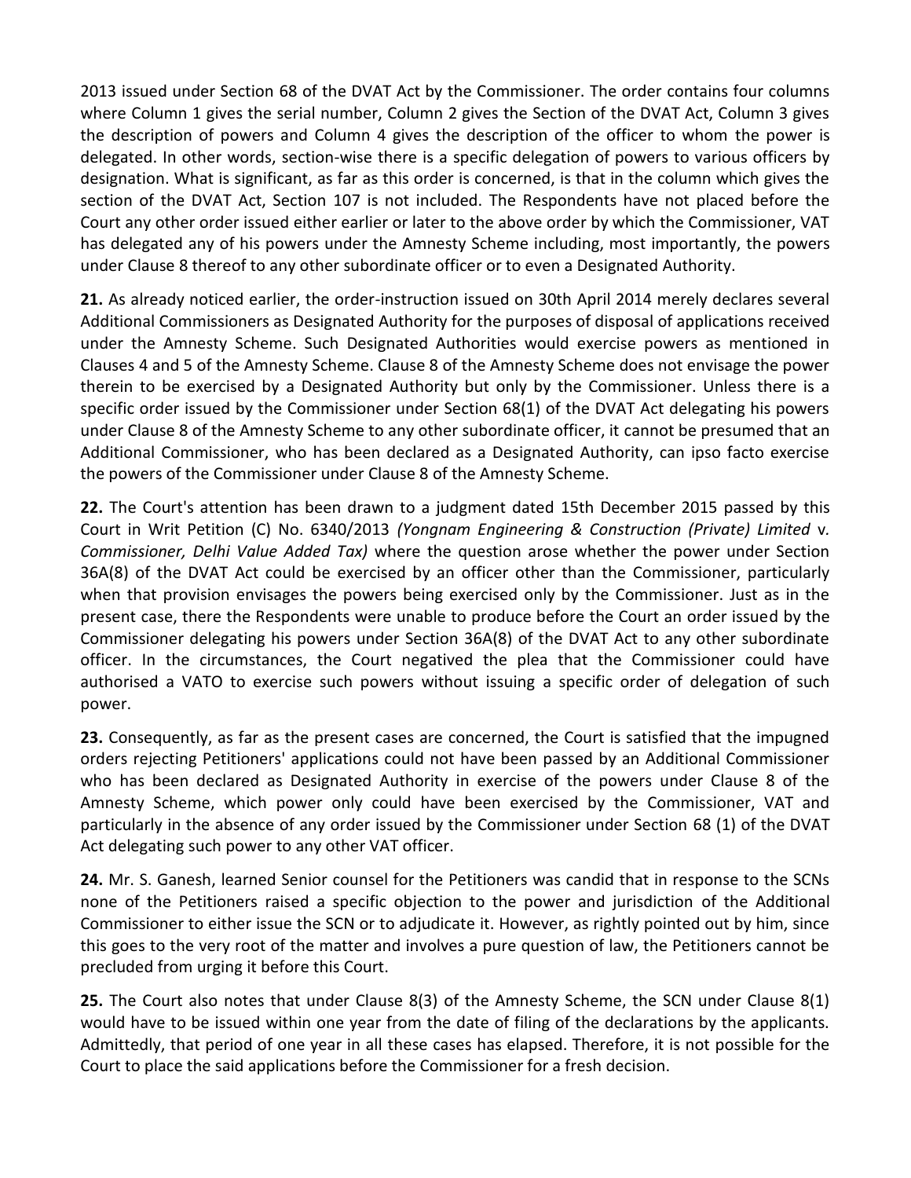2013 issued under Section 68 of the DVAT Act by the Commissioner. The order contains four columns where Column 1 gives the serial number, Column 2 gives the Section of the DVAT Act, Column 3 gives the description of powers and Column 4 gives the description of the officer to whom the power is delegated. In other words, section-wise there is a specific delegation of powers to various officers by designation. What is significant, as far as this order is concerned, is that in the column which gives the section of the DVAT Act, Section 107 is not included. The Respondents have not placed before the Court any other order issued either earlier or later to the above order by which the Commissioner, VAT has delegated any of his powers under the Amnesty Scheme including, most importantly, the powers under Clause 8 thereof to any other subordinate officer or to even a Designated Authority.

**21.** As already noticed earlier, the order-instruction issued on 30th April 2014 merely declares several Additional Commissioners as Designated Authority for the purposes of disposal of applications received under the Amnesty Scheme. Such Designated Authorities would exercise powers as mentioned in Clauses 4 and 5 of the Amnesty Scheme. Clause 8 of the Amnesty Scheme does not envisage the power therein to be exercised by a Designated Authority but only by the Commissioner. Unless there is a specific order issued by the Commissioner under Section 68(1) of the DVAT Act delegating his powers under Clause 8 of the Amnesty Scheme to any other subordinate officer, it cannot be presumed that an Additional Commissioner, who has been declared as a Designated Authority, can ipso facto exercise the powers of the Commissioner under Clause 8 of the Amnesty Scheme.

**22.** The Court's attention has been drawn to a judgment dated 15th December 2015 passed by this Court in Writ Petition (C) No. 6340/2013 *(Yongnam Engineering & Construction (Private) Limited* v*. Commissioner, Delhi Value Added Tax)* where the question arose whether the power under Section 36A(8) of the DVAT Act could be exercised by an officer other than the Commissioner, particularly when that provision envisages the powers being exercised only by the Commissioner. Just as in the present case, there the Respondents were unable to produce before the Court an order issued by the Commissioner delegating his powers under Section 36A(8) of the DVAT Act to any other subordinate officer. In the circumstances, the Court negatived the plea that the Commissioner could have authorised a VATO to exercise such powers without issuing a specific order of delegation of such power.

**23.** Consequently, as far as the present cases are concerned, the Court is satisfied that the impugned orders rejecting Petitioners' applications could not have been passed by an Additional Commissioner who has been declared as Designated Authority in exercise of the powers under Clause 8 of the Amnesty Scheme, which power only could have been exercised by the Commissioner, VAT and particularly in the absence of any order issued by the Commissioner under Section 68 (1) of the DVAT Act delegating such power to any other VAT officer.

**24.** Mr. S. Ganesh, learned Senior counsel for the Petitioners was candid that in response to the SCNs none of the Petitioners raised a specific objection to the power and jurisdiction of the Additional Commissioner to either issue the SCN or to adjudicate it. However, as rightly pointed out by him, since this goes to the very root of the matter and involves a pure question of law, the Petitioners cannot be precluded from urging it before this Court.

**25.** The Court also notes that under Clause 8(3) of the Amnesty Scheme, the SCN under Clause 8(1) would have to be issued within one year from the date of filing of the declarations by the applicants. Admittedly, that period of one year in all these cases has elapsed. Therefore, it is not possible for the Court to place the said applications before the Commissioner for a fresh decision.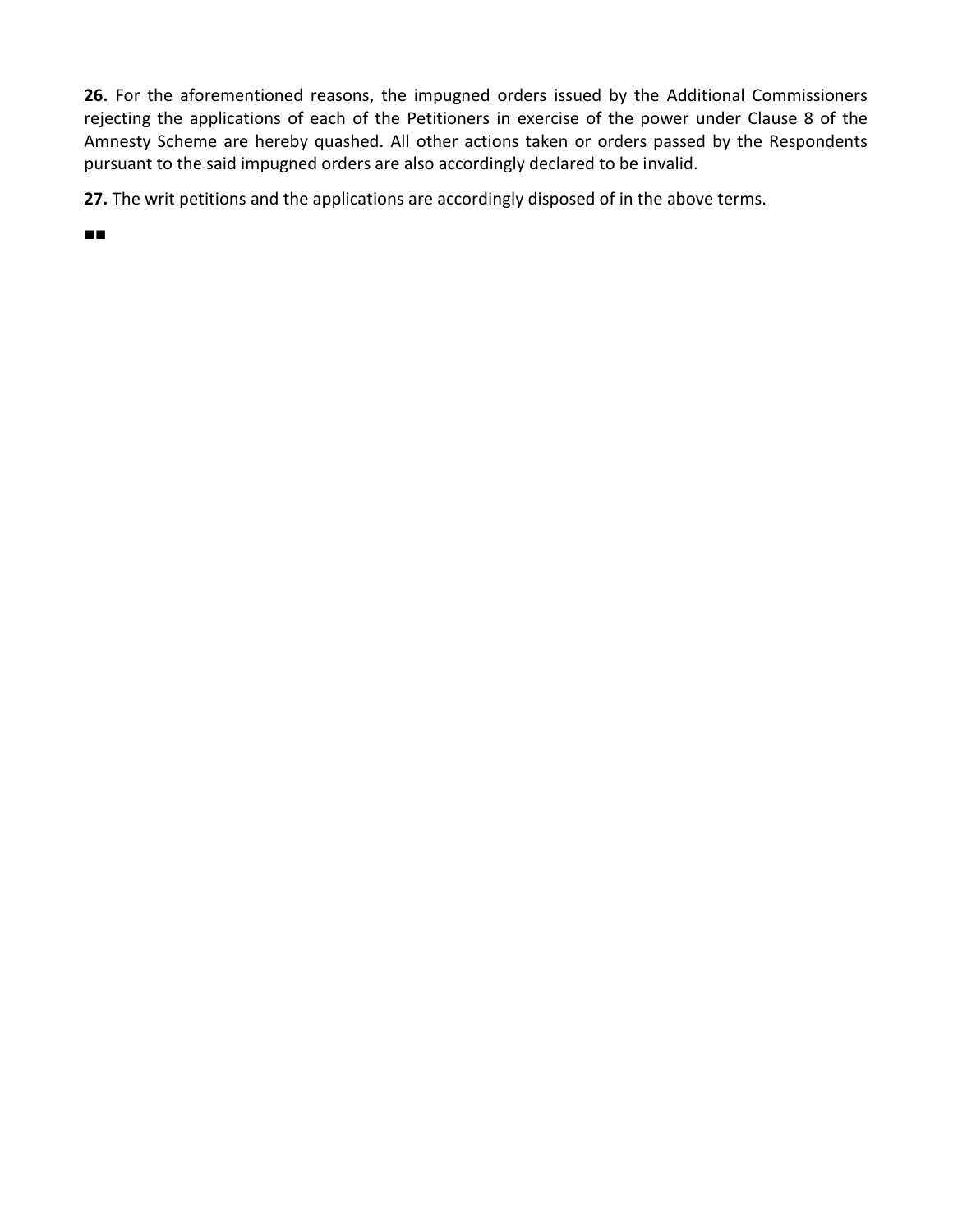**26.** For the aforementioned reasons, the impugned orders issued by the Additional Commissioners rejecting the applications of each of the Petitioners in exercise of the power under Clause 8 of the Amnesty Scheme are hereby quashed. All other actions taken or orders passed by the Respondents pursuant to the said impugned orders are also accordingly declared to be invalid.

**27.** The writ petitions and the applications are accordingly disposed of in the above terms.

■■